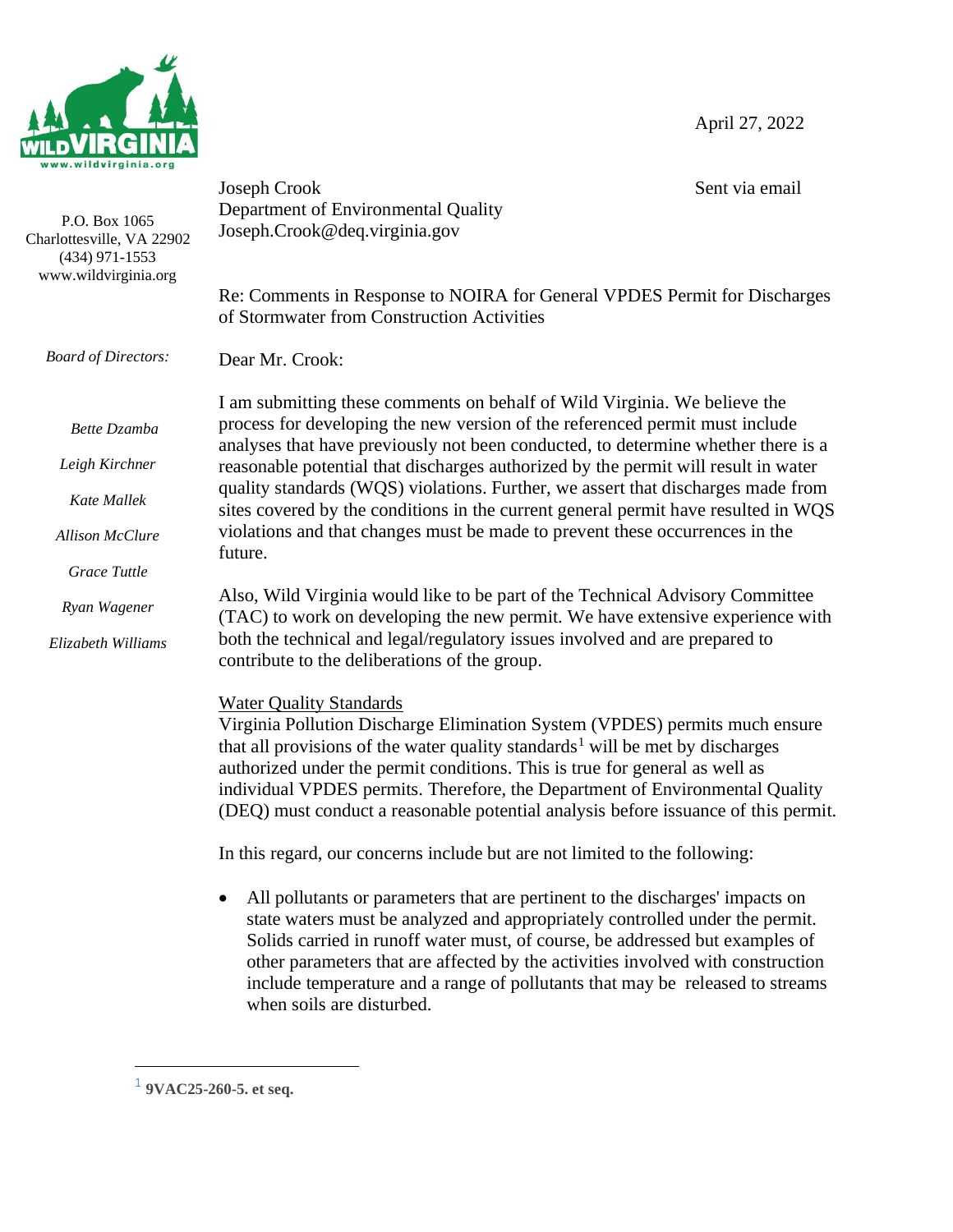WILD VIRGINIA
www.wildvirginia.org

P.O. Box 1065
Charlottesville, VA 22902
(434) 971-1553
www.wildvirginia.org

*Board of Directors:*

*Bette Dzamba*

*Leigh Kirchner*

*Kate Mallek*

*Allison McClure*

*Grace Tuttle*

*Ryan Wagener*

*Elizabeth Williams*

April 27, 2022

Joseph Crook
Department of Environmental Quality
Joseph.Crook@deq.virginia.gov

Sent via email

Re: Comments in Response to NOIRA for General VPDES Permit for Discharges of Stormwater from Construction Activities

Dear Mr. Crook:

I am submitting these comments on behalf of Wild Virginia. We believe the process for developing the new version of the referenced permit must include analyses that have previously not been conducted, to determine whether there is a reasonable potential that discharges authorized by the permit will result in water quality standards (WQS) violations. Further, we assert that discharges made from sites covered by the conditions in the current general permit have resulted in WQS violations and that changes must be made to prevent these occurrences in the future.

Also, Wild Virginia would like to be part of the Technical Advisory Committee (TAC) to work on developing the new permit. We have extensive experience with both the technical and legal/regulatory issues involved and are prepared to contribute to the deliberations of the group.

<u>Water Quality Standards</u>

Virginia Pollution Discharge Elimination System (VPDES) permits much ensure that all provisions of the water quality standards[1] will be met by discharges authorized under the permit conditions. This is true for general as well as individual VPDES permits. Therefore, the Department of Environmental Quality (DEQ) must conduct a reasonable potential analysis before issuance of this permit.

In this regard, our concerns include but are not limited to the following:

- All pollutants or parameters that are pertinent to the discharges' impacts on state waters must be analyzed and appropriately controlled under the permit. Solids carried in runoff water must, of course, be addressed but examples of other parameters that are affected by the activities involved with construction include temperature and a range of pollutants that may be released to streams when soils are disturbed.

---

[1] **9VAC25-260-5. et seq.**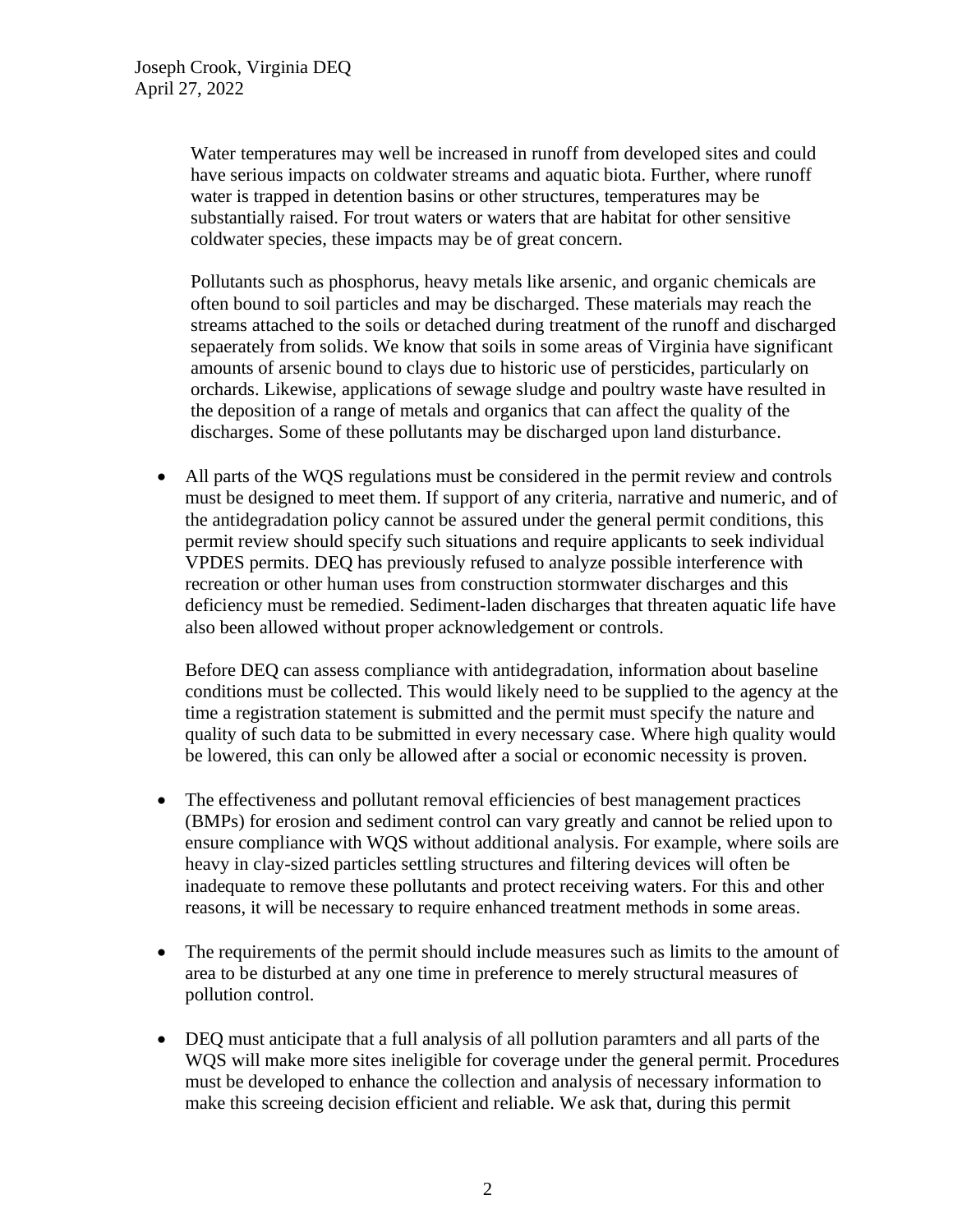Water temperatures may well be increased in runoff from developed sites and could have serious impacts on coldwater streams and aquatic biota. Further, where runoff water is trapped in detention basins or other structures, temperatures may be substantially raised. For trout waters or waters that are habitat for other sensitive coldwater species, these impacts may be of great concern.

Pollutants such as phosphorus, heavy metals like arsenic, and organic chemicals are often bound to soil particles and may be discharged. These materials may reach the streams attached to the soils or detached during treatment of the runoff and discharged sepaerately from solids. We know that soils in some areas of Virginia have significant amounts of arsenic bound to clays due to historic use of persticides, particularly on orchards. Likewise, applications of sewage sludge and poultry waste have resulted in the deposition of a range of metals and organics that can affect the quality of the discharges. Some of these pollutants may be discharged upon land disturbance.

- All parts of the WQS regulations must be considered in the permit review and controls must be designed to meet them. If support of any criteria, narrative and numeric, and of the antidegradation policy cannot be assured under the general permit conditions, this permit review should specify such situations and require applicants to seek individual VPDES permits. DEQ has previously refused to analyze possible interference with recreation or other human uses from construction stormwater discharges and this deficiency must be remedied. Sediment-laden discharges that threaten aquatic life have also been allowed without proper acknowledgement or controls.

  Before DEQ can assess compliance with antidegradation, information about baseline conditions must be collected. This would likely need to be supplied to the agency at the time a registration statement is submitted and the permit must specify the nature and quality of such data to be submitted in every necessary case. Where high quality would be lowered, this can only be allowed after a social or economic necessity is proven.

- The effectiveness and pollutant removal efficiencies of best management practices (BMPs) for erosion and sediment control can vary greatly and cannot be relied upon to ensure compliance with WQS without additional analysis. For example, where soils are heavy in clay-sized particles settling structures and filtering devices will often be inadequate to remove these pollutants and protect receiving waters. For this and other reasons, it will be necessary to require enhanced treatment methods in some areas.

- The requirements of the permit should include measures such as limits to the amount of area to be disturbed at any one time in preference to merely structural measures of pollution control.

- DEQ must anticipate that a full analysis of all pollution paramters and all parts of the WQS will make more sites ineligible for coverage under the general permit. Procedures must be developed to enhance the collection and analysis of necessary information to make this screeing decision efficient and reliable. We ask that, during this permit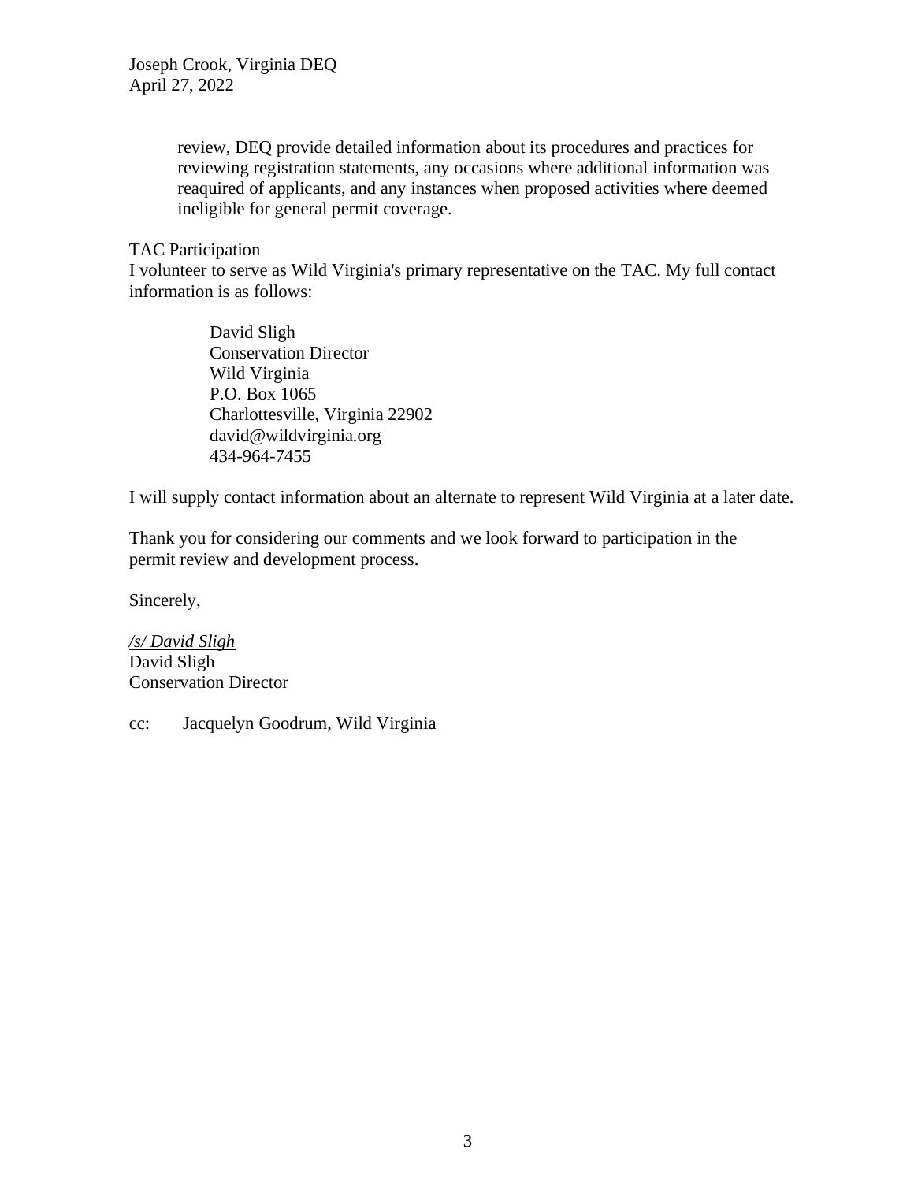review, DEQ provide detailed information about its procedures and practices for reviewing registration statements, any occasions where additional information was reaquired of applicants, and any instances when proposed activities where deemed ineligible for general permit coverage.

<u>TAC Participation</u>

I volunteer to serve as Wild Virginia's primary representative on the TAC. My full contact information is as follows:

> David Sligh
> Conservation Director
> Wild Virginia
> P.O. Box 1065
> Charlottesville, Virginia 22902
> david@wildvirginia.org
> 434-964-7455

I will supply contact information about an alternate to represent Wild Virginia at a later date.

Thank you for considering our comments and we look forward to participation in the permit review and development process.

Sincerely,

*/s/ David Sligh*
David Sligh
Conservation Director

cc: Jacquelyn Goodrum, Wild Virginia